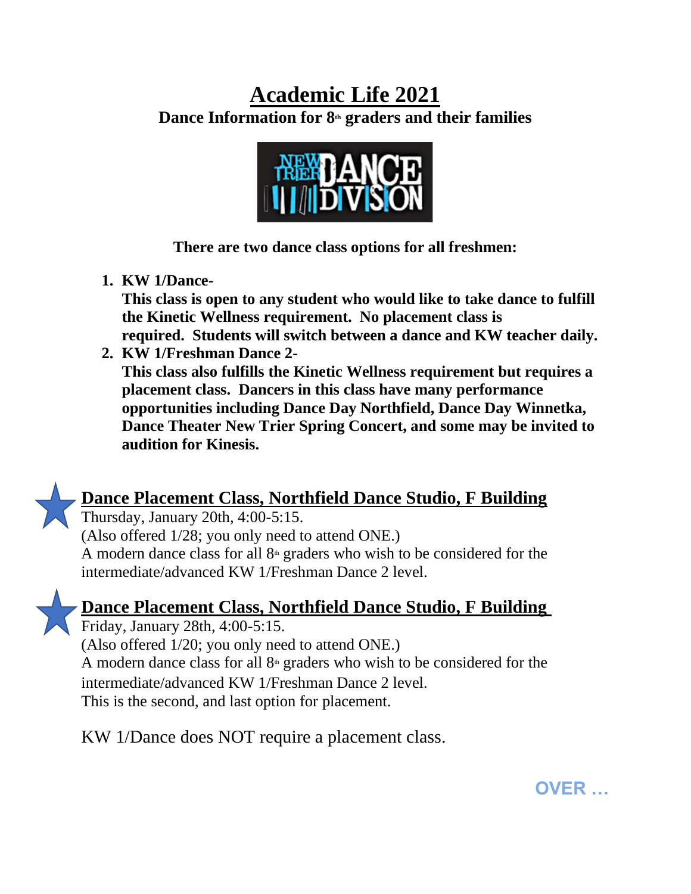# Academic Life 2021

**Dance Information for 8th graders and their families**

**There are two dance class options for all freshmen:**

1. **KW 1/Dance-**
   **This class is open to any student who would like to take dance to fulfill the Kinetic Wellness requirement. No placement class is required. Students will switch between a dance and KW teacher daily.**
2. **KW 1/Freshman Dance 2-**
   **This class also fulfills the Kinetic Wellness requirement but requires a placement class. Dancers in this class have many performance opportunities including Dance Day Northfield, Dance Day Winnetka, Dance Theater New Trier Spring Concert, and some may be invited to audition for Kinesis.**

## Dance Placement Class, Northfield Dance Studio, F Building

Thursday, January 20th, 4:00-5:15.
(Also offered 1/28; you only need to attend ONE.)
A modern dance class for all 8th graders who wish to be considered for the intermediate/advanced KW 1/Freshman Dance 2 level.

## Dance Placement Class, Northfield Dance Studio, F Building

Friday, January 28th, 4:00-5:15.
(Also offered 1/20; you only need to attend ONE.)
A modern dance class for all 8th graders who wish to be considered for the intermediate/advanced KW 1/Freshman Dance 2 level.
This is the second, and last option for placement.

KW 1/Dance does NOT require a placement class.

OVER …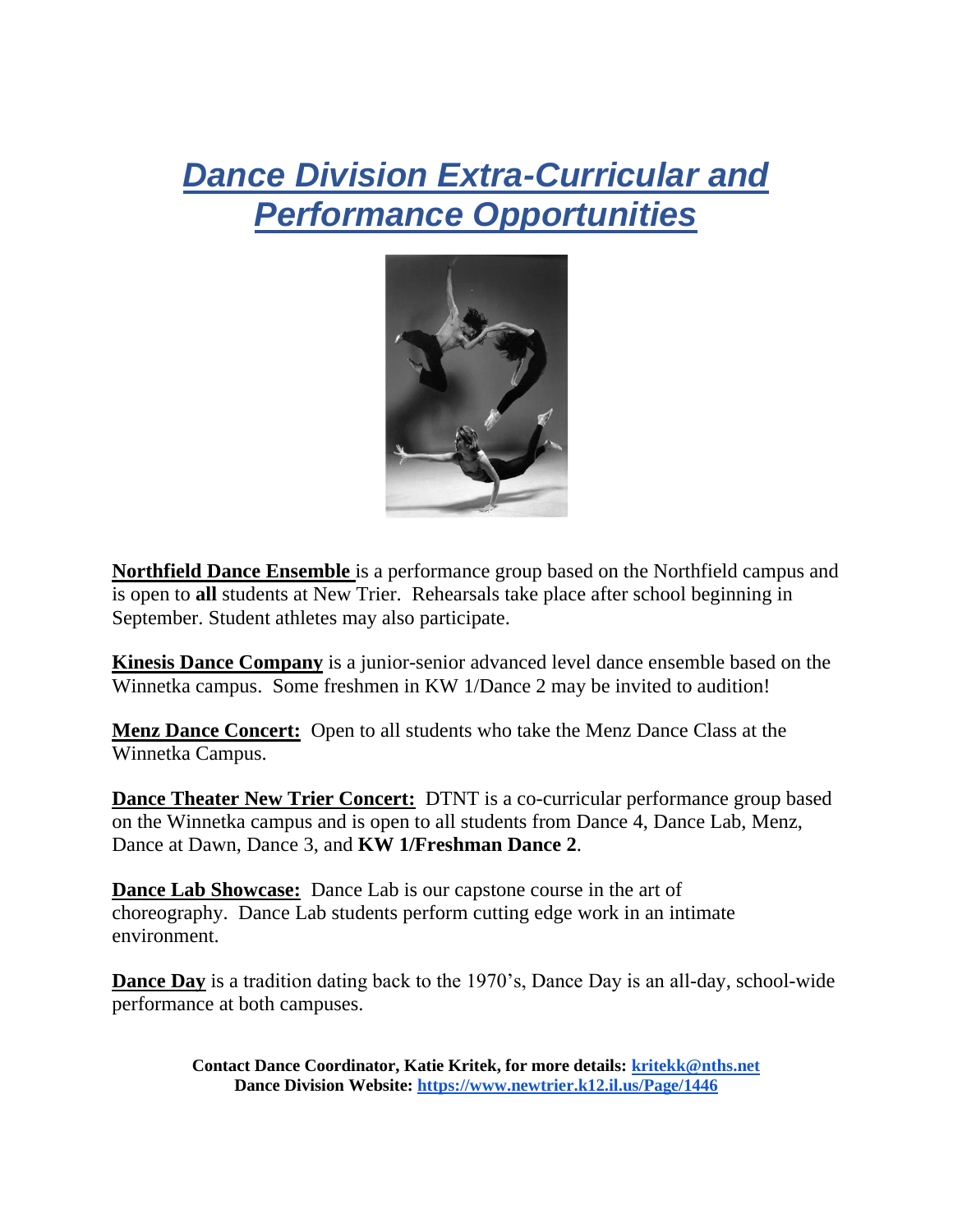# *Dance Division Extra-Curricular and Performance Opportunities*

**Northfield Dance Ensemble** is a performance group based on the Northfield campus and is open to **all** students at New Trier. Rehearsals take place after school beginning in September. Student athletes may also participate.

**Kinesis Dance Company** is a junior-senior advanced level dance ensemble based on the Winnetka campus. Some freshmen in KW 1/Dance 2 may be invited to audition!

**Menz Dance Concert:** Open to all students who take the Menz Dance Class at the Winnetka Campus.

**Dance Theater New Trier Concert:** DTNT is a co-curricular performance group based on the Winnetka campus and is open to all students from Dance 4, Dance Lab, Menz, Dance at Dawn, Dance 3, and **KW 1/Freshman Dance 2**.

**Dance Lab Showcase:** Dance Lab is our capstone course in the art of choreography. Dance Lab students perform cutting edge work in an intimate environment.

**Dance Day** is a tradition dating back to the 1970's, Dance Day is an all-day, school-wide performance at both campuses.

**Contact Dance Coordinator, Katie Kritek, for more details: [kritekk@nths.net](mailto:kritekk@nths.net)**
**Dance Division Website: [https://www.newtrier.k12.il.us/Page/1446](https://www.newtrier.k12.il.us/Page/1446)**